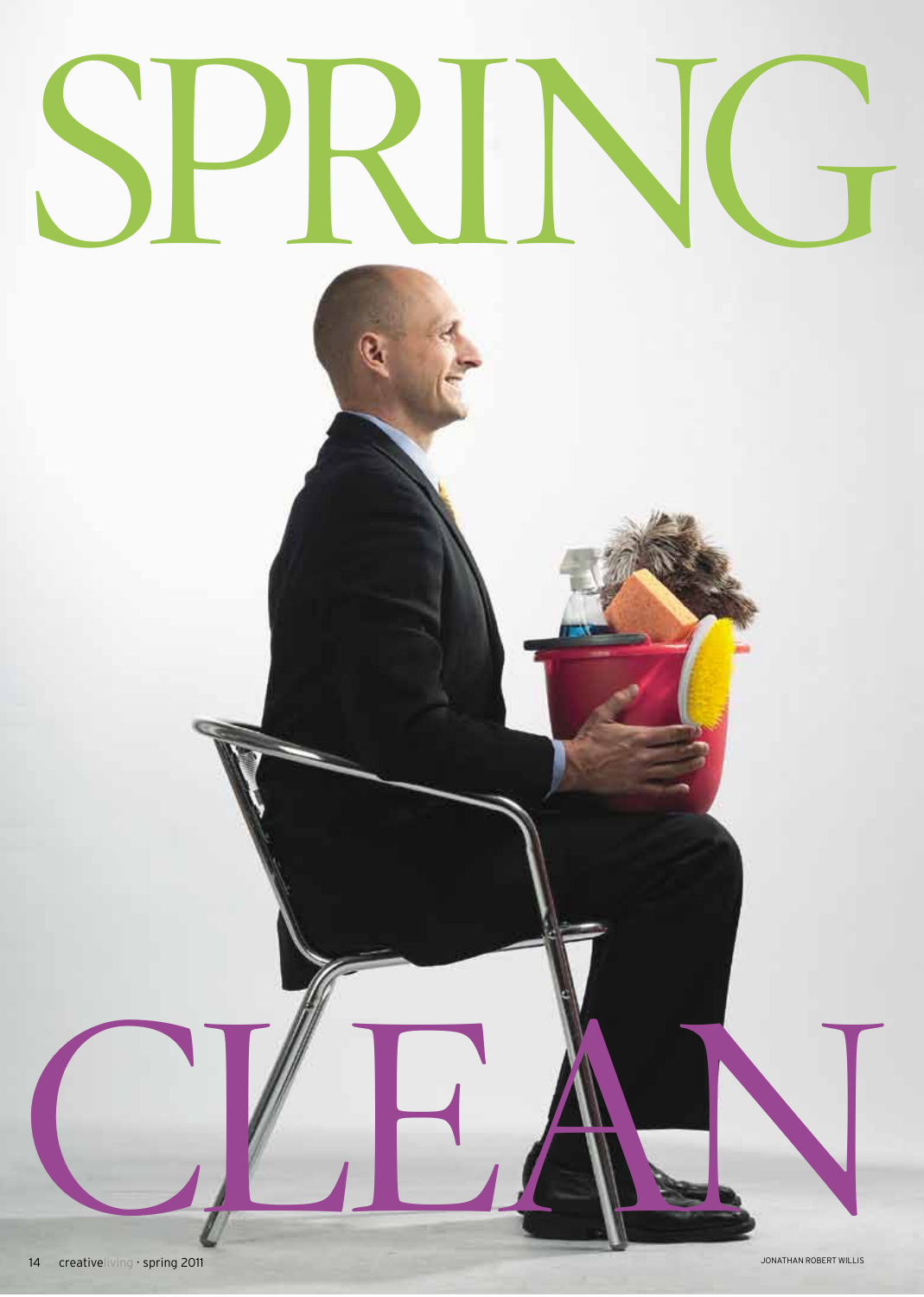# SPRING CLEAN

JONATHAN ROBERT WILLIS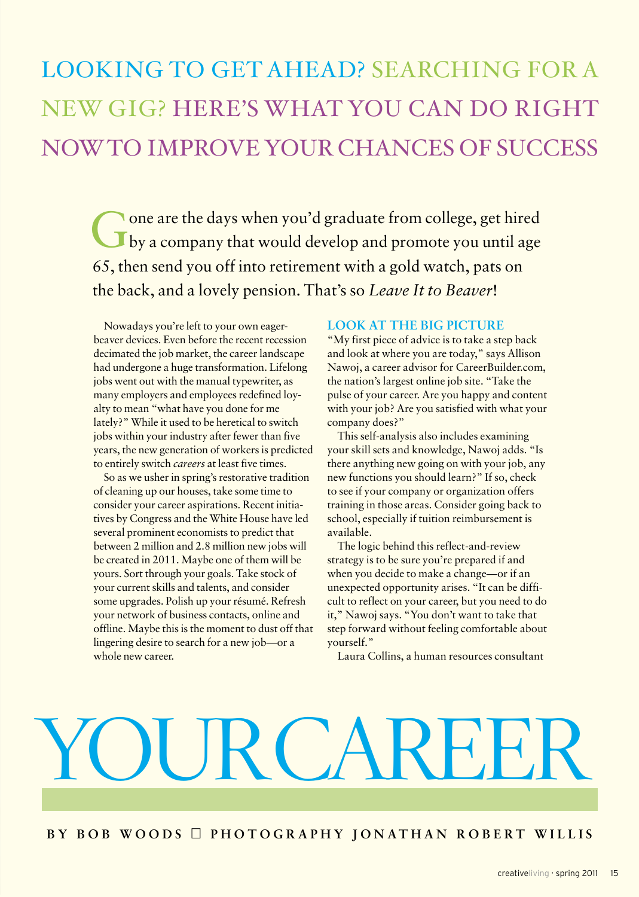# YOUR CAREER

## LOOKING TO GET AHEAD? SEARCHING FOR A NEW GIG? HERE'S WHAT YOU CAN DO RIGHT NOW TO IMPROVE YOUR CHANCES OF SUCCESS

BY BOB WOODS ☐ PHOTOGRAPHY JONATHAN ROBERT WILLIS

Gone are the days when you'd graduate from college, get hired by a company that would develop and promote you until age 65, then send you off into retirement with a gold watch, pats on the back, and a lovely pension. That's so *Leave It to Beaver*!

Nowadays you're left to your own eager-beaver devices. Even before the recent recession decimated the job market, the career landscape had undergone a huge transformation. Lifelong jobs went out with the manual typewriter, as many employers and employees redefined loyalty to mean "what have you done for me lately?" While it used to be heretical to switch jobs within your industry after fewer than five years, the new generation of workers is predicted to entirely switch *careers* at least five times.

So as we usher in spring's restorative tradition of cleaning up our houses, take some time to consider your career aspirations. Recent initiatives by Congress and the White House have led several prominent economists to predict that between 2 million and 2.8 million new jobs will be created in 2011. Maybe one of them will be yours. Sort through your goals. Take stock of your current skills and talents, and consider some upgrades. Polish up your résumé. Refresh your network of business contacts, online and offline. Maybe this is the moment to dust off that lingering desire to search for a new job—or a whole new career.

### LOOK AT THE BIG PICTURE

"My first piece of advice is to take a step back and look at where you are today," says Allison Nawoj, a career advisor for CareerBuilder.com, the nation's largest online job site. "Take the pulse of your career. Are you happy and content with your job? Are you satisfied with what your company does?"

This self-analysis also includes examining your skill sets and knowledge, Nawoj adds. "Is there anything new going on with your job, any new functions you should learn?" If so, check to see if your company or organization offers training in those areas. Consider going back to school, especially if tuition reimbursement is available.

The logic behind this reflect-and-review strategy is to be sure you're prepared if and when you decide to make a change—or if an unexpected opportunity arises. "It can be difficult to reflect on your career, but you need to do it," Nawoj says. "You don't want to take that step forward without feeling comfortable about yourself."

Laura Collins, a human resources consultant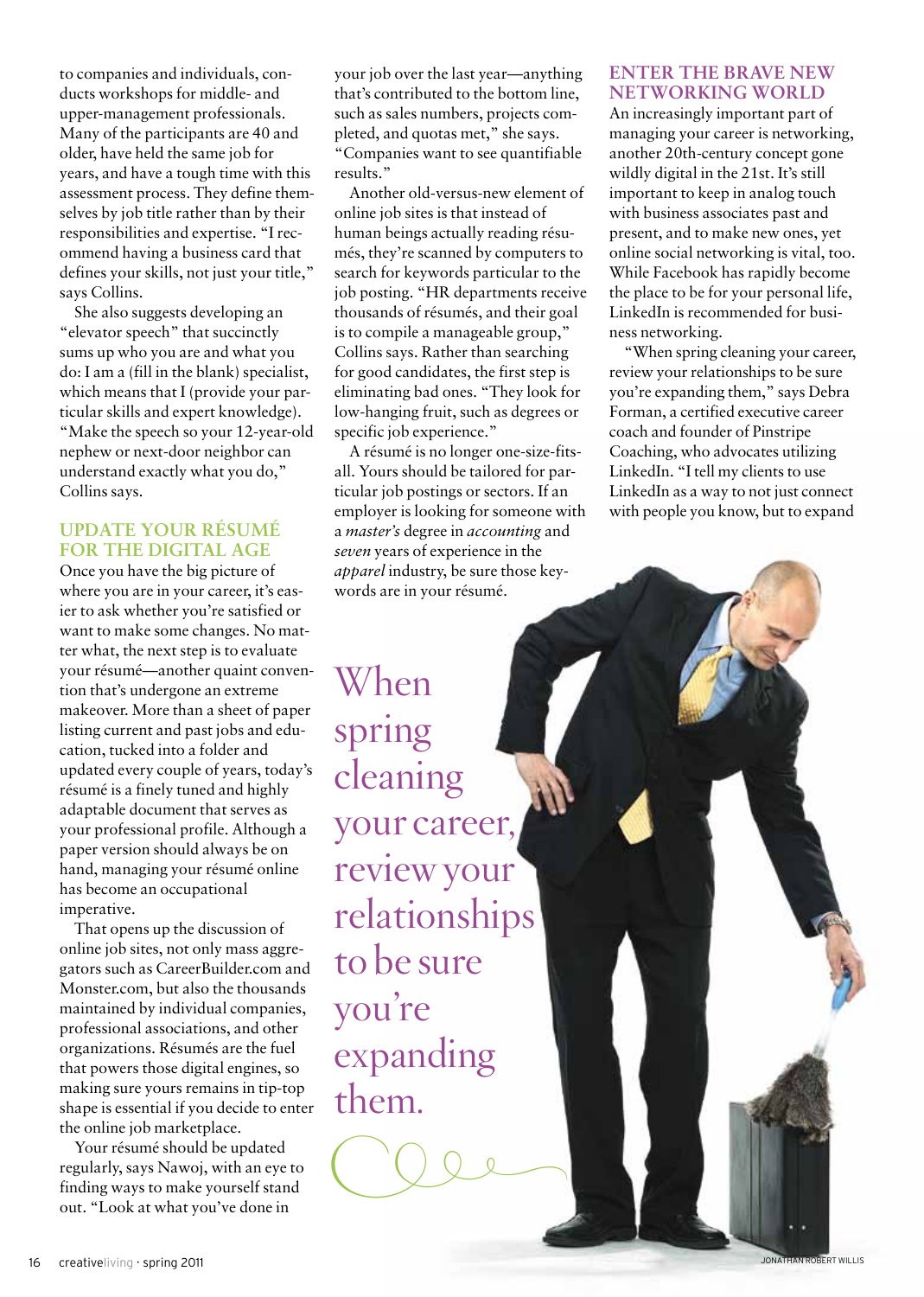to companies and individuals, conducts workshops for middle- and upper-management professionals. Many of the participants are 40 and older, have held the same job for years, and have a tough time with this assessment process. They define themselves by job title rather than by their responsibilities and expertise. "I recommend having a business card that defines your skills, not just your title," says Collins.

She also suggests developing an "elevator speech" that succinctly sums up who you are and what you do: I am a (fill in the blank) specialist, which means that I (provide your particular skills and expert knowledge). "Make the speech so your 12-year-old nephew or next-door neighbor can understand exactly what you do," Collins says.

## UPDATE YOUR RÉSUMÉ FOR THE DIGITAL AGE

Once you have the big picture of where you are in your career, it's easier to ask whether you're satisfied or want to make some changes. No matter what, the next step is to evaluate your résumé—another quaint convention that's undergone an extreme makeover. More than a sheet of paper listing current and past jobs and education, tucked into a folder and updated every couple of years, today's résumé is a finely tuned and highly adaptable document that serves as your professional profile. Although a paper version should always be on hand, managing your résumé online has become an occupational imperative.

That opens up the discussion of online job sites, not only mass aggregators such as CareerBuilder.com and Monster.com, but also the thousands maintained by individual companies, professional associations, and other organizations. Résumés are the fuel that powers those digital engines, so making sure yours remains in tip-top shape is essential if you decide to enter the online job marketplace.

Your résumé should be updated regularly, says Nawoj, with an eye to finding ways to make yourself stand out. "Look at what you've done in your job over the last year—anything that's contributed to the bottom line, such as sales numbers, projects completed, and quotas met," she says. "Companies want to see quantifiable results."

Another old-versus-new element of online job sites is that instead of human beings actually reading résumés, they're scanned by computers to search for keywords particular to the job posting. "HR departments receive thousands of résumés, and their goal is to compile a manageable group," Collins says. Rather than searching for good candidates, the first step is eliminating bad ones. "They look for low-hanging fruit, such as degrees or specific job experience."

A résumé is no longer one-size-fits-all. Yours should be tailored for particular job postings or sectors. If an employer is looking for someone with a *master's* degree in *accounting* and *seven* years of experience in the *apparel* industry, be sure those keywords are in your résumé.

When spring cleaning your career, review your relationships to be sure you're expanding them.

## ENTER THE BRAVE NEW NETWORKING WORLD

An increasingly important part of managing your career is networking, another 20th-century concept gone wildly digital in the 21st. It's still important to keep in analog touch with business associates past and present, and to make new ones, yet online social networking is vital, too. While Facebook has rapidly become the place to be for your personal life, LinkedIn is recommended for business networking.

"When spring cleaning your career, review your relationships to be sure you're expanding them," says Debra Forman, a certified executive career coach and founder of Pinstripe Coaching, who advocates utilizing LinkedIn. "I tell my clients to use LinkedIn as a way to not just connect with people you know, but to expand

JONATHAN ROBERT WILLIS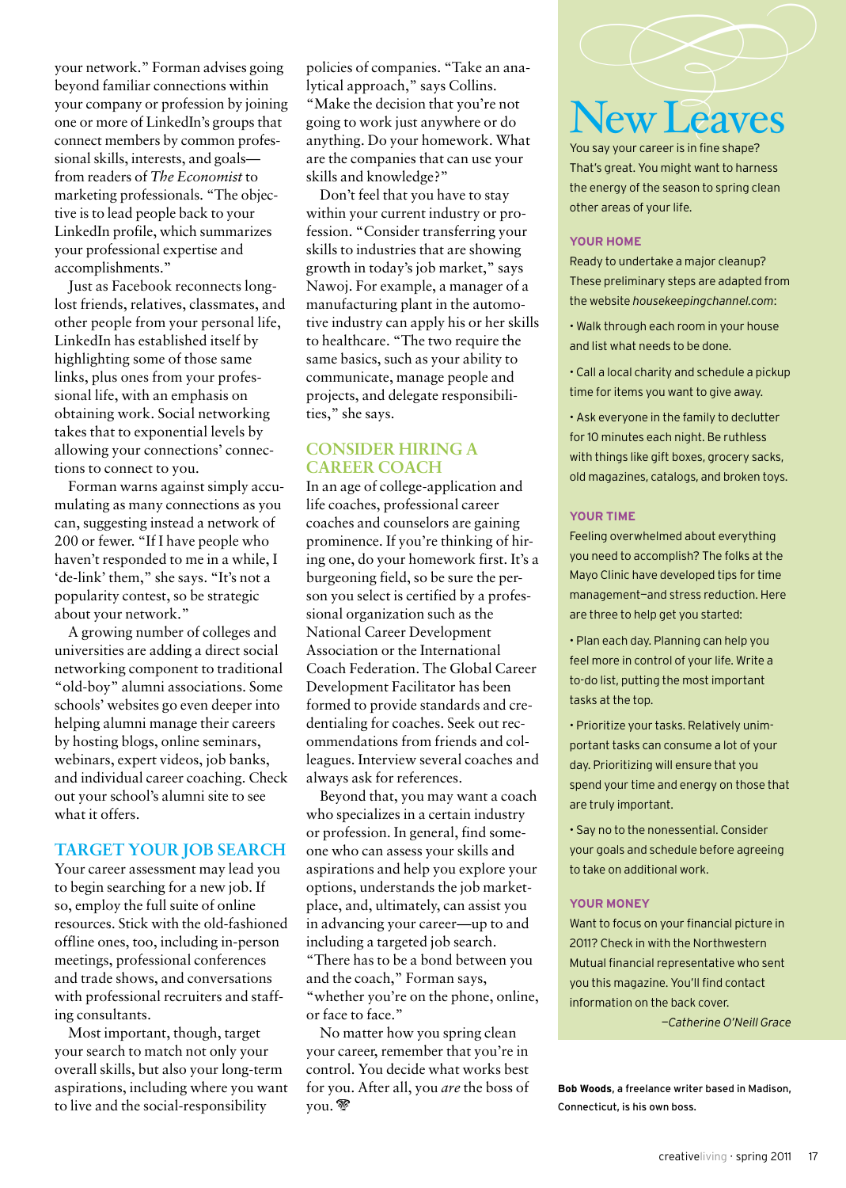your network." Forman advises going beyond familiar connections within your company or profession by joining one or more of LinkedIn's groups that connect members by common professional skills, interests, and goals—from readers of *The Economist* to marketing professionals. "The objective is to lead people back to your LinkedIn profile, which summarizes your professional expertise and accomplishments."

Just as Facebook reconnects long-lost friends, relatives, classmates, and other people from your personal life, LinkedIn has established itself by highlighting some of those same links, plus ones from your professional life, with an emphasis on obtaining work. Social networking takes that to exponential levels by allowing your connections' connections to connect to you.

Forman warns against simply accumulating as many connections as you can, suggesting instead a network of 200 or fewer. "If I have people who haven't responded to me in a while, I 'de-link' them," she says. "It's not a popularity contest, so be strategic about your network."

A growing number of colleges and universities are adding a direct social networking component to traditional "old-boy" alumni associations. Some schools' websites go even deeper into helping alumni manage their careers by hosting blogs, online seminars, webinars, expert videos, job banks, and individual career coaching. Check out your school's alumni site to see what it offers.

## TARGET YOUR JOB SEARCH

Your career assessment may lead you to begin searching for a new job. If so, employ the full suite of online resources. Stick with the old-fashioned offline ones, too, including in-person meetings, professional conferences and trade shows, and conversations with professional recruiters and staffing consultants.

Most important, though, target your search to match not only your overall skills, but also your long-term aspirations, including where you want to live and the social-responsibility policies of companies. "Take an analytical approach," says Collins. "Make the decision that you're not going to work just anywhere or do anything. Do your homework. What are the companies that can use your skills and knowledge?"

Don't feel that you have to stay within your current industry or profession. "Consider transferring your skills to industries that are showing growth in today's job market," says Nawoj. For example, a manager of a manufacturing plant in the automotive industry can apply his or her skills to healthcare. "The two require the same basics, such as your ability to communicate, manage people and projects, and delegate responsibilities," she says.

## CONSIDER HIRING A CAREER COACH

In an age of college-application and life coaches, professional career coaches and counselors are gaining prominence. If you're thinking of hiring one, do your homework first. It's a burgeoning field, so be sure the person you select is certified by a professional organization such as the National Career Development Association or the International Coach Federation. The Global Career Development Facilitator has been formed to provide standards and credentialing for coaches. Seek out recommendations from friends and colleagues. Interview several coaches and always ask for references.

Beyond that, you may want a coach who specializes in a certain industry or profession. In general, find someone who can assess your skills and aspirations and help you explore your options, understands the job marketplace, and, ultimately, can assist you in advancing your career—up to and including a targeted job search. "There has to be a bond between you and the coach," Forman says, "whether you're on the phone, online, or face to face."

No matter how you spring clean your career, remember that you're in control. You decide what works best for you. After all, you *are* the boss of you.

# New Leaves

You say your career is in fine shape? That's great. You might want to harness the energy of the season to spring clean other areas of your life.

### YOUR HOME

Ready to undertake a major cleanup? These preliminary steps are adapted from the website *housekeepingchannel.com*:

- Walk through each room in your house and list what needs to be done.
- Call a local charity and schedule a pickup time for items you want to give away.
- Ask everyone in the family to declutter for 10 minutes each night. Be ruthless with things like gift boxes, grocery sacks, old magazines, catalogs, and broken toys.

### YOUR TIME

Feeling overwhelmed about everything you need to accomplish? The folks at the Mayo Clinic have developed tips for time management–and stress reduction. Here are three to help get you started:

- Plan each day. Planning can help you feel more in control of your life. Write a to-do list, putting the most important tasks at the top.
- Prioritize your tasks. Relatively unimportant tasks can consume a lot of your day. Prioritizing will ensure that you spend your time and energy on those that are truly important.
- Say no to the nonessential. Consider your goals and schedule before agreeing to take on additional work.

### YOUR MONEY

Want to focus on your financial picture in 2011? Check in with the Northwestern Mutual financial representative who sent you this magazine. You'll find contact information on the back cover.

*–Catherine O'Neill Grace*

**Bob Woods**, a freelance writer based in Madison, Connecticut, is his own boss.